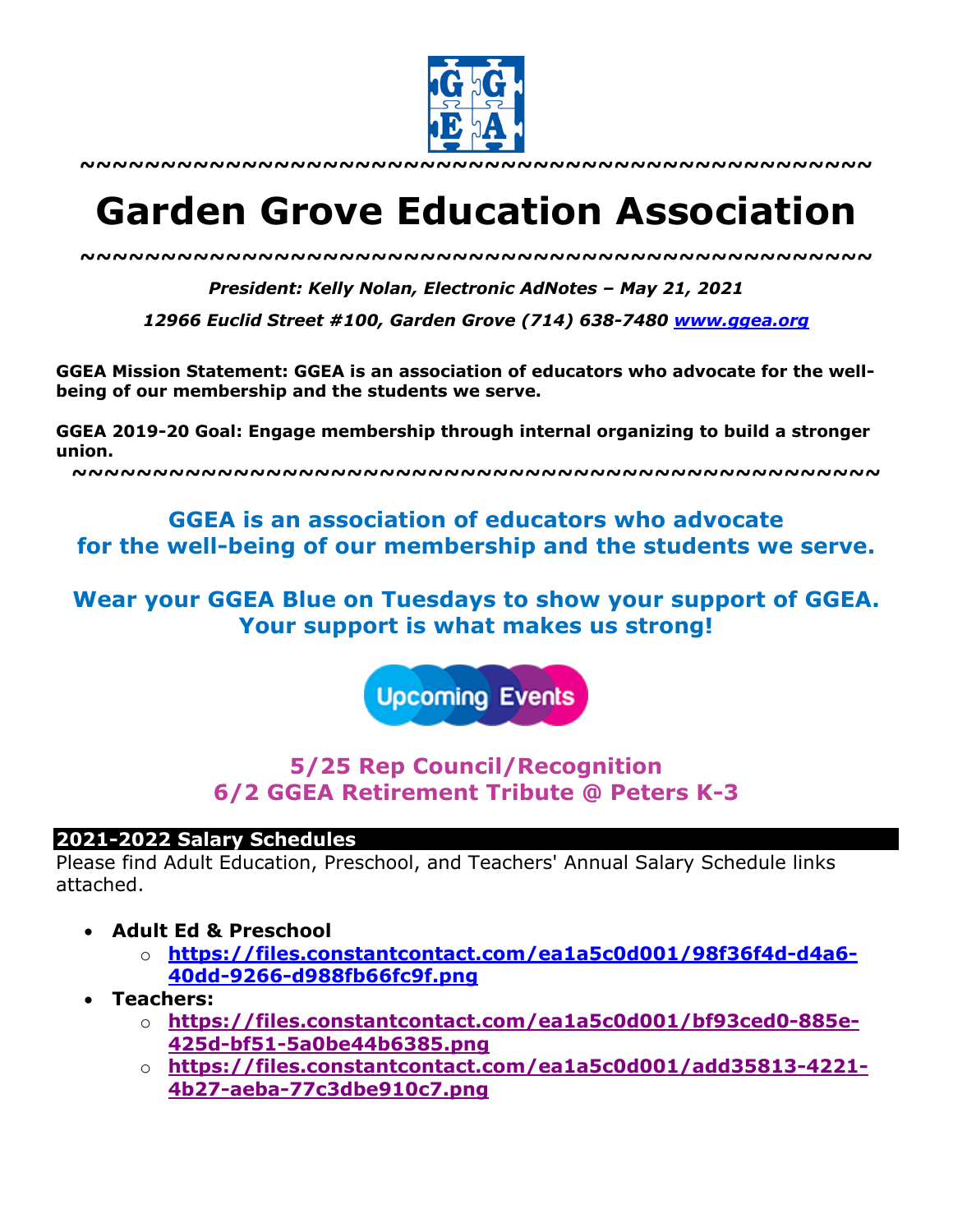~~~~~~~~~~~~~~~~~~~~~~~~~~~~~~~~~~~~~~~~~~~~~~~~~

# Garden Grove Education Association

~~~~~~~~~~~~~~~~~~~~~~~~~~~~~~~~~~~~~~~~~~~~~~~~~

***President: Kelly Nolan, Electronic AdNotes – May 21, 2021***

***12966 Euclid Street #100, Garden Grove (714) 638-7480 [www.ggea.org](http://www.ggea.org)***

**GGEA Mission Statement: GGEA is an association of educators who advocate for the well-being of our membership and the students we serve.**

**GGEA 2019-20 Goal: Engage membership through internal organizing to build a stronger union.**

~~~~~~~~~~~~~~~~~~~~~~~~~~~~~~~~~~~~~~~~~~~~~~~~~

**GGEA is an association of educators who advocate for the well-being of our membership and the students we serve.**

**Wear your GGEA Blue on Tuesdays to show your support of GGEA. Your support is what makes us strong!**

Upcoming Events

**5/25 Rep Council/Recognition**
**6/2 GGEA Retirement Tribute @ Peters K-3**

## 2021-2022 Salary Schedules

Please find Adult Education, Preschool, and Teachers' Annual Salary Schedule links attached.

- **Adult Ed & Preschool**
  - **https://files.constantcontact.com/ea1a5c0d001/98f36f4d-d4a6-40dd-9266-d988fb66fc9f.png**
- **Teachers:**
  - **https://files.constantcontact.com/ea1a5c0d001/bf93ced0-885e-425d-bf51-5a0be44b6385.png**
  - **https://files.constantcontact.com/ea1a5c0d001/add35813-4221-4b27-aeba-77c3dbe910c7.png**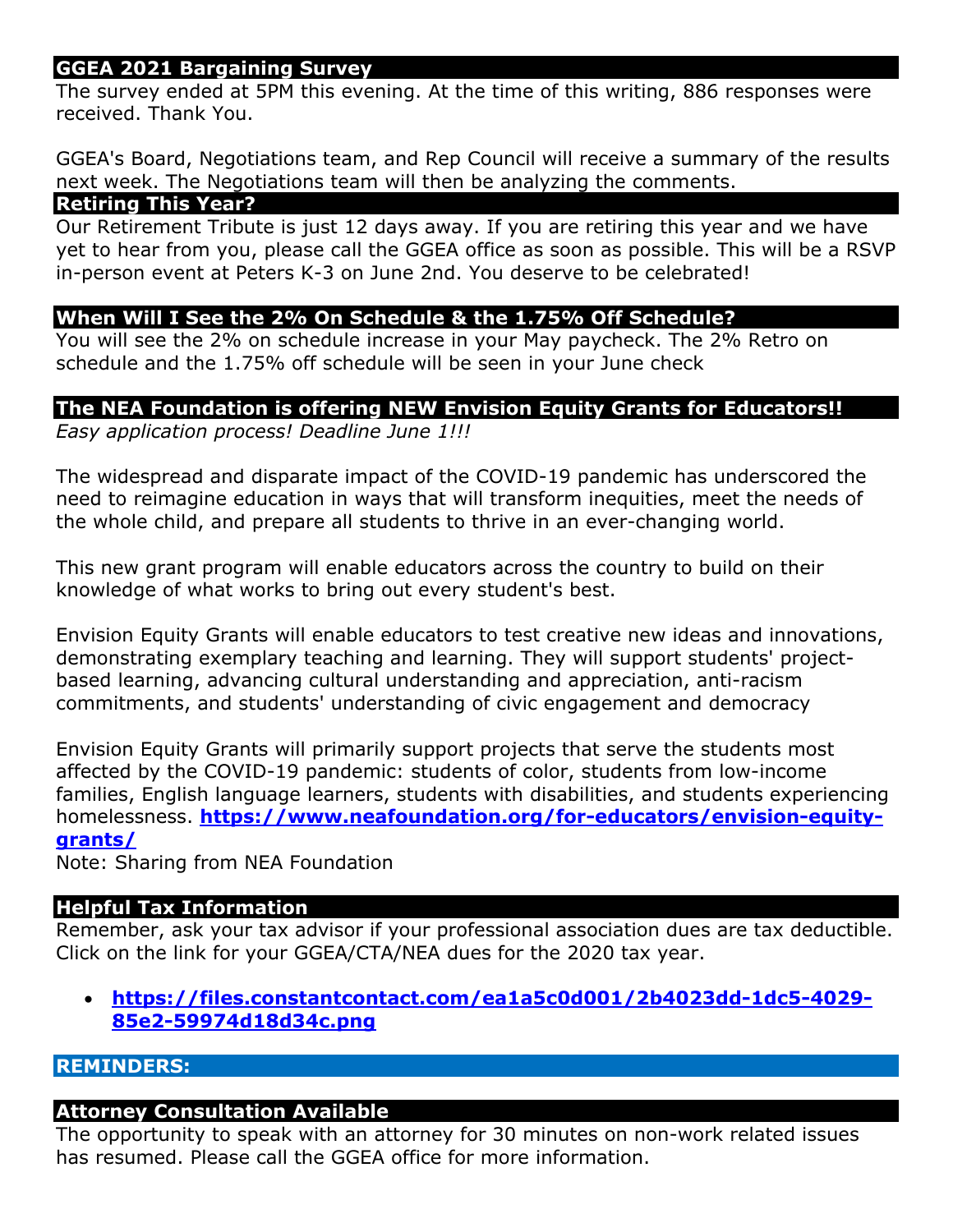## GGEA 2021 Bargaining Survey

The survey ended at 5PM this evening. At the time of this writing, 886 responses were received. Thank You.

GGEA's Board, Negotiations team, and Rep Council will receive a summary of the results next week. The Negotiations team will then be analyzing the comments.

## Retiring This Year?

Our Retirement Tribute is just 12 days away. If you are retiring this year and we have yet to hear from you, please call the GGEA office as soon as possible. This will be a RSVP in-person event at Peters K-3 on June 2nd. You deserve to be celebrated!

## When Will I See the 2% On Schedule & the 1.75% Off Schedule?

You will see the 2% on schedule increase in your May paycheck. The 2% Retro on schedule and the 1.75% off schedule will be seen in your June check

## The NEA Foundation is offering NEW Envision Equity Grants for Educators!!

*Easy application process! Deadline June 1!!!*

The widespread and disparate impact of the COVID-19 pandemic has underscored the need to reimagine education in ways that will transform inequities, meet the needs of the whole child, and prepare all students to thrive in an ever-changing world.

This new grant program will enable educators across the country to build on their knowledge of what works to bring out every student's best.

Envision Equity Grants will enable educators to test creative new ideas and innovations, demonstrating exemplary teaching and learning. They will support students' project-based learning, advancing cultural understanding and appreciation, anti-racism commitments, and students' understanding of civic engagement and democracy

Envision Equity Grants will primarily support projects that serve the students most affected by the COVID-19 pandemic: students of color, students from low-income families, English language learners, students with disabilities, and students experiencing homelessness. **https://www.neafoundation.org/for-educators/envision-equity-grants/**

Note: Sharing from NEA Foundation

## Helpful Tax Information

Remember, ask your tax advisor if your professional association dues are tax deductible. Click on the link for your GGEA/CTA/NEA dues for the 2020 tax year.

- **https://files.constantcontact.com/ea1a5c0d001/2b4023dd-1dc5-4029-85e2-59974d18d34c.png**

## REMINDERS:

## Attorney Consultation Available

The opportunity to speak with an attorney for 30 minutes on non-work related issues has resumed. Please call the GGEA office for more information.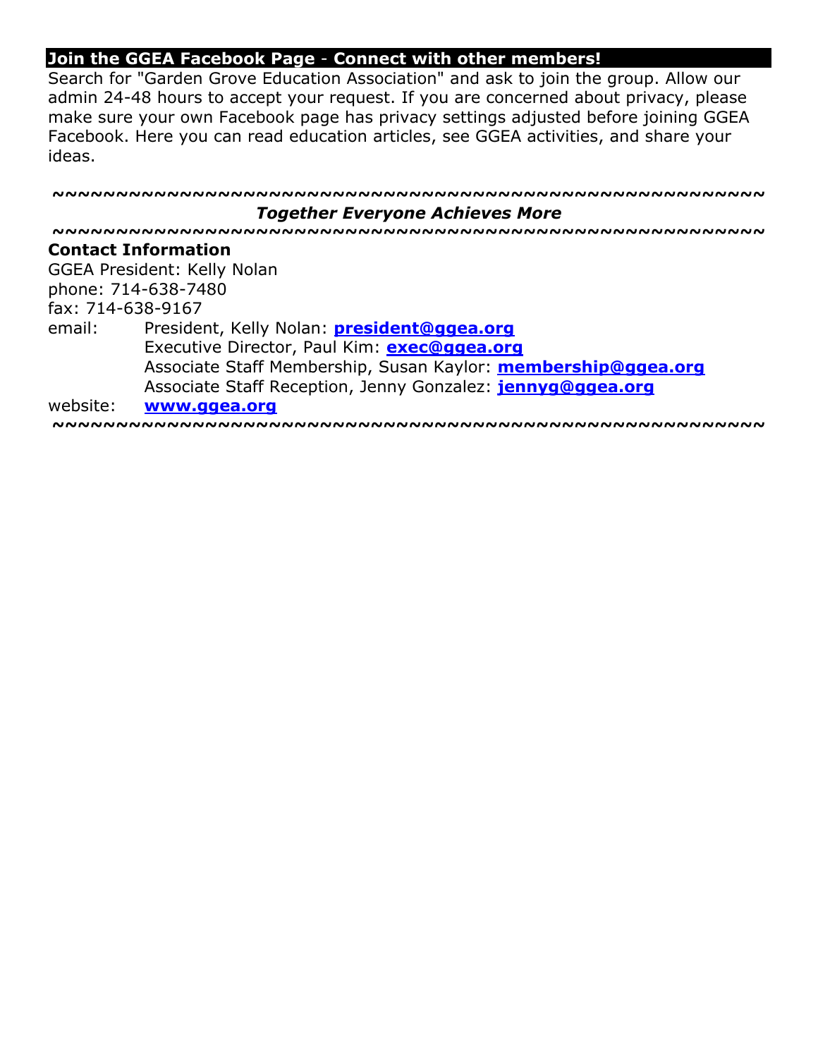**Join the GGEA Facebook Page - Connect with other members!**

Search for "Garden Grove Education Association" and ask to join the group. Allow our admin 24-48 hours to accept your request. If you are concerned about privacy, please make sure your own Facebook page has privacy settings adjusted before joining GGEA Facebook. Here you can read education articles, see GGEA activities, and share your ideas.

~~~~~~~~~~~~~~~~~~~~~~~~~~~~~~~~~~~~~~~~~~~~~~~~~~~~~~~~~~

***Together Everyone Achieves More***

~~~~~~~~~~~~~~~~~~~~~~~~~~~~~~~~~~~~~~~~~~~~~~~~~~~~~~~~~~

**Contact Information**

GGEA President: Kelly Nolan
phone: 714-638-7480
fax: 714-638-9167
email: President, Kelly Nolan: **president@ggea.org**
Executive Director, Paul Kim: **exec@ggea.org**
Associate Staff Membership, Susan Kaylor: **membership@ggea.org**
Associate Staff Reception, Jenny Gonzalez: **jennyg@ggea.org**
website: **www.ggea.org**

~~~~~~~~~~~~~~~~~~~~~~~~~~~~~~~~~~~~~~~~~~~~~~~~~~~~~~~~~~